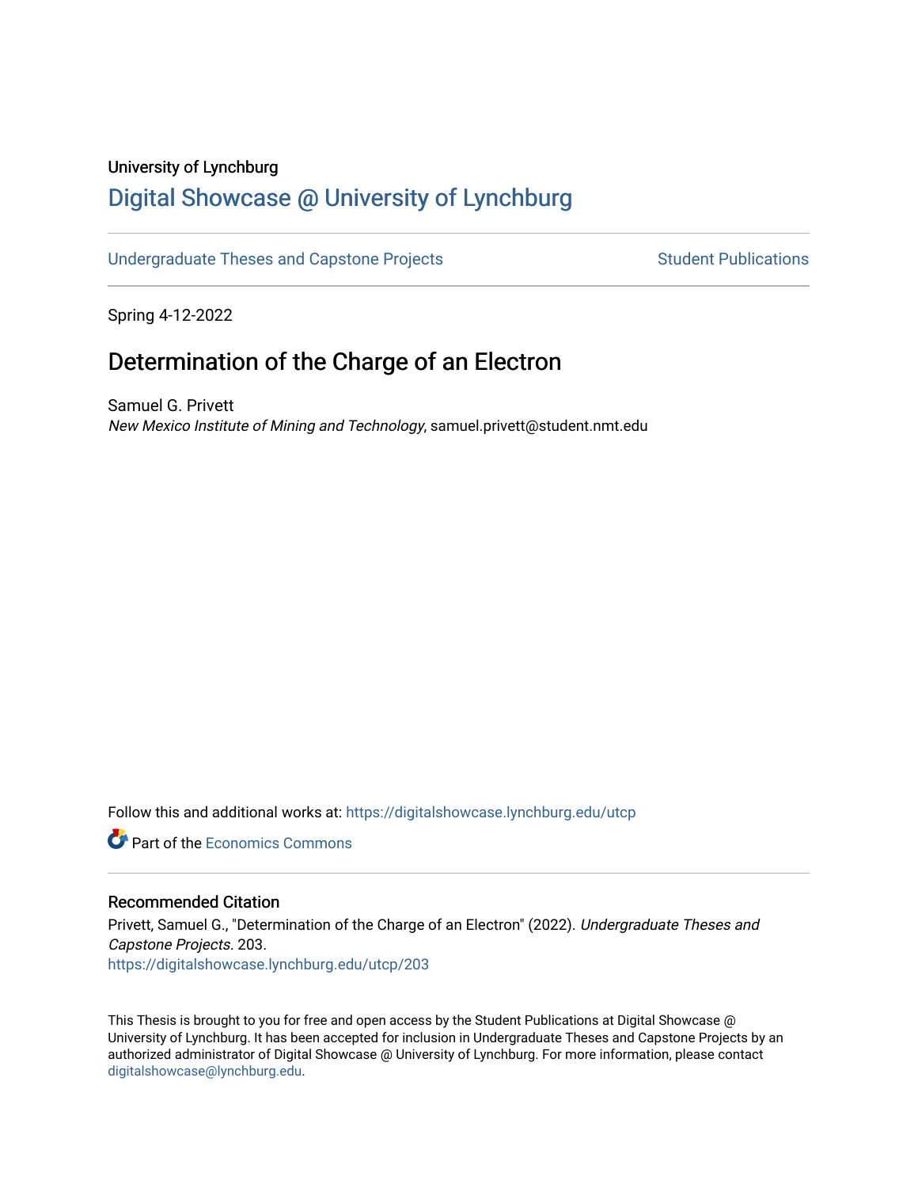University of Lynchburg

# Digital Showcase @ University of Lynchburg

Undergraduate Theses and Capstone Projects | Student Publications

Spring 4-12-2022

## Determination of the Charge of an Electron

Samuel G. Privett

*New Mexico Institute of Mining and Technology*, samuel.privett@student.nmt.edu

Follow this and additional works at: https://digitalshowcase.lynchburg.edu/utcp

Part of the Economics Commons

### Recommended Citation

Privett, Samuel G., "Determination of the Charge of an Electron" (2022). *Undergraduate Theses and Capstone Projects*. 203.
https://digitalshowcase.lynchburg.edu/utcp/203

This Thesis is brought to you for free and open access by the Student Publications at Digital Showcase @ University of Lynchburg. It has been accepted for inclusion in Undergraduate Theses and Capstone Projects by an authorized administrator of Digital Showcase @ University of Lynchburg. For more information, please contact digitalshowcase@lynchburg.edu.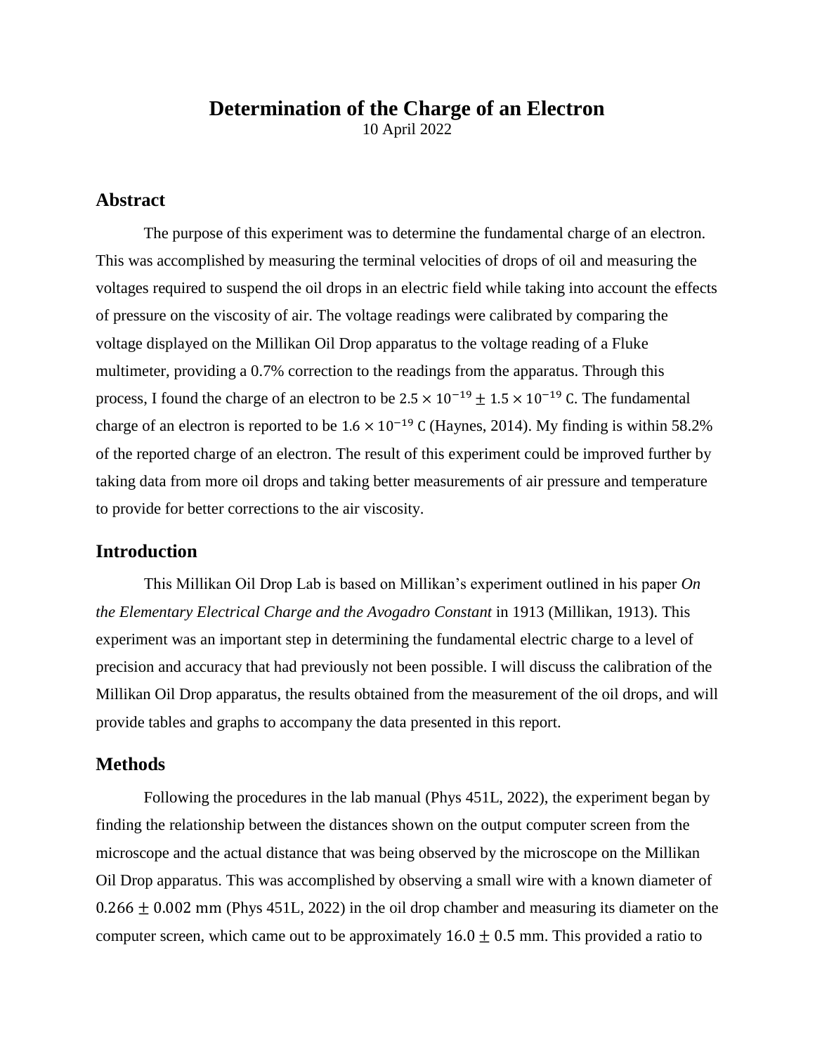# Determination of the Charge of an Electron

10 April 2022

## Abstract

The purpose of this experiment was to determine the fundamental charge of an electron. This was accomplished by measuring the terminal velocities of drops of oil and measuring the voltages required to suspend the oil drops in an electric field while taking into account the effects of pressure on the viscosity of air. The voltage readings were calibrated by comparing the voltage displayed on the Millikan Oil Drop apparatus to the voltage reading of a Fluke multimeter, providing a 0.7% correction to the readings from the apparatus. Through this process, I found the charge of an electron to be $2.5 \times 10^{-19} \pm 1.5 \times 10^{-19}$ C. The fundamental charge of an electron is reported to be $1.6 \times 10^{-19}$ C (Haynes, 2014). My finding is within 58.2% of the reported charge of an electron. The result of this experiment could be improved further by taking data from more oil drops and taking better measurements of air pressure and temperature to provide for better corrections to the air viscosity.

## Introduction

This Millikan Oil Drop Lab is based on Millikan's experiment outlined in his paper *On the Elementary Electrical Charge and the Avogadro Constant* in 1913 (Millikan, 1913). This experiment was an important step in determining the fundamental electric charge to a level of precision and accuracy that had previously not been possible. I will discuss the calibration of the Millikan Oil Drop apparatus, the results obtained from the measurement of the oil drops, and will provide tables and graphs to accompany the data presented in this report.

## Methods

Following the procedures in the lab manual (Phys 451L, 2022), the experiment began by finding the relationship between the distances shown on the output computer screen from the microscope and the actual distance that was being observed by the microscope on the Millikan Oil Drop apparatus. This was accomplished by observing a small wire with a known diameter of $0.266 \pm 0.002$ mm (Phys 451L, 2022) in the oil drop chamber and measuring its diameter on the computer screen, which came out to be approximately $16.0 \pm 0.5$ mm. This provided a ratio to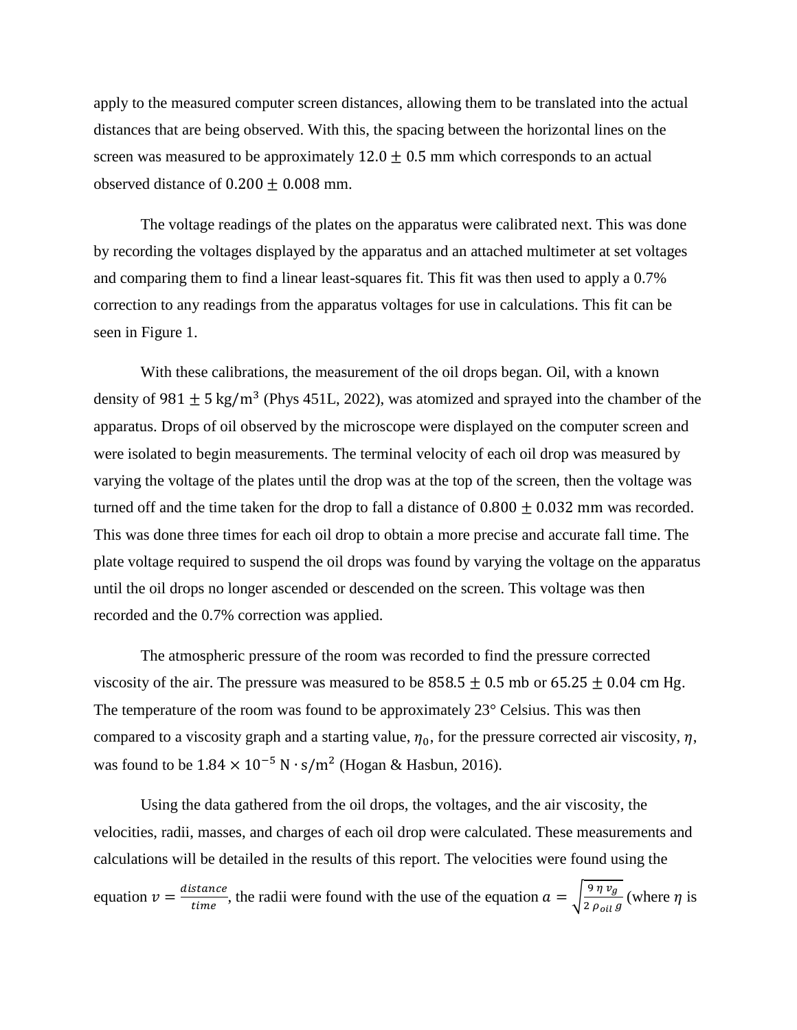apply to the measured computer screen distances, allowing them to be translated into the actual distances that are being observed. With this, the spacing between the horizontal lines on the screen was measured to be approximately $12.0 \pm 0.5$ mm which corresponds to an actual observed distance of $0.200 \pm 0.008$ mm.

The voltage readings of the plates on the apparatus were calibrated next. This was done by recording the voltages displayed by the apparatus and an attached multimeter at set voltages and comparing them to find a linear least-squares fit. This fit was then used to apply a 0.7% correction to any readings from the apparatus voltages for use in calculations. This fit can be seen in Figure 1.

With these calibrations, the measurement of the oil drops began. Oil, with a known density of $981 \pm 5 \text{ kg/m}^3$ (Phys 451L, 2022), was atomized and sprayed into the chamber of the apparatus. Drops of oil observed by the microscope were displayed on the computer screen and were isolated to begin measurements. The terminal velocity of each oil drop was measured by varying the voltage of the plates until the drop was at the top of the screen, then the voltage was turned off and the time taken for the drop to fall a distance of $0.800 \pm 0.032$ mm was recorded. This was done three times for each oil drop to obtain a more precise and accurate fall time. The plate voltage required to suspend the oil drops was found by varying the voltage on the apparatus until the oil drops no longer ascended or descended on the screen. This voltage was then recorded and the 0.7% correction was applied.

The atmospheric pressure of the room was recorded to find the pressure corrected viscosity of the air. The pressure was measured to be $858.5 \pm 0.5$ mb or $65.25 \pm 0.04$ cm Hg. The temperature of the room was found to be approximately 23° Celsius. This was then compared to a viscosity graph and a starting value, $\eta_0$, for the pressure corrected air viscosity, $\eta$, was found to be $1.84 \times 10^{-5} \text{ N} \cdot \text{s/m}^2$ (Hogan & Hasbun, 2016).

Using the data gathered from the oil drops, the voltages, and the air viscosity, the velocities, radii, masses, and charges of each oil drop were calculated. These measurements and calculations will be detailed in the results of this report. The velocities were found using the equation $v = \frac{distance}{time}$, the radii were found with the use of the equation $a = \sqrt{\frac{9\,\eta\,v_g}{2\,\rho_{oil}\,g}}$ (where $\eta$ is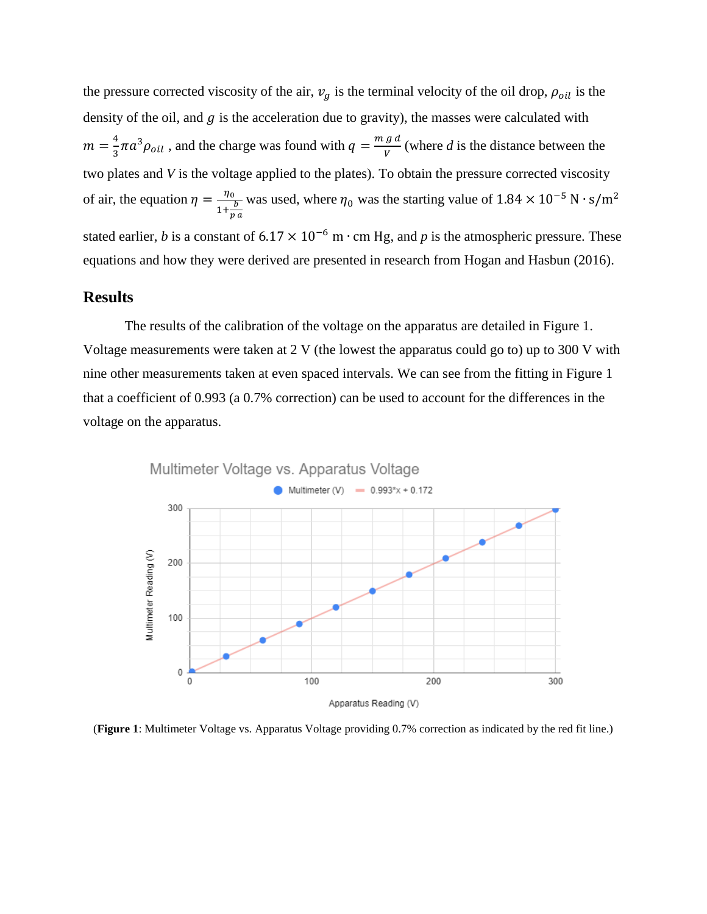the pressure corrected viscosity of the air, $v_g$ is the terminal velocity of the oil drop, $\rho_{oil}$ is the density of the oil, and $g$ is the acceleration due to gravity), the masses were calculated with $m = \frac{4}{3}\pi a^3 \rho_{oil}$ , and the charge was found with $q = \frac{m\,g\,d}{V}$ (where $d$ is the distance between the two plates and $V$ is the voltage applied to the plates). To obtain the pressure corrected viscosity of air, the equation $\eta = \frac{\eta_0}{1+\frac{b}{p\,a}}$ was used, where $\eta_0$ was the starting value of $1.84 \times 10^{-5}\ \mathrm{N \cdot s/m^2}$ stated earlier, $b$ is a constant of $6.17 \times 10^{-6}\ \mathrm{m \cdot cm\ Hg}$, and $p$ is the atmospheric pressure. These equations and how they were derived are presented in research from Hogan and Hasbun (2016).

## Results

The results of the calibration of the voltage on the apparatus are detailed in Figure 1. Voltage measurements were taken at 2 V (the lowest the apparatus could go to) up to 300 V with nine other measurements taken at even spaced intervals. We can see from the fitting in Figure 1 that a coefficient of 0.993 (a 0.7% correction) can be used to account for the differences in the voltage on the apparatus.

(**Figure 1**: Multimeter Voltage vs. Apparatus Voltage providing 0.7% correction as indicated by the red fit line.)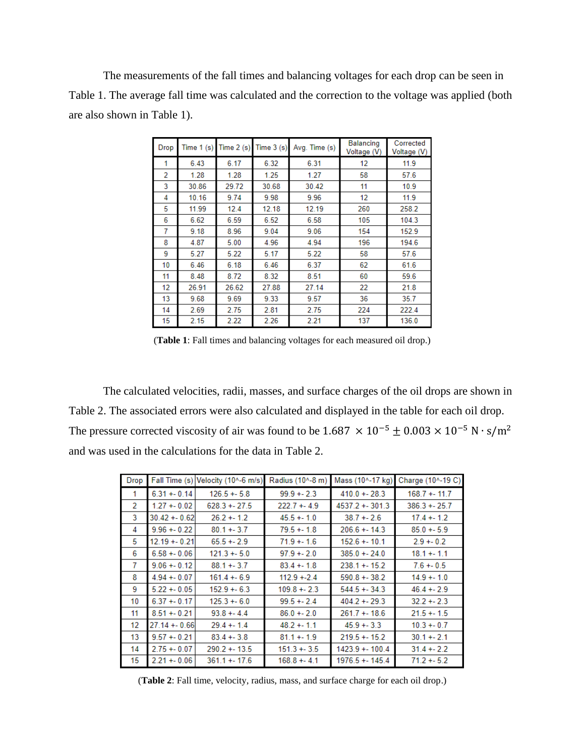The measurements of the fall times and balancing voltages for each drop can be seen in Table 1. The average fall time was calculated and the correction to the voltage was applied (both are also shown in Table 1).

| Drop | Time 1 (s) | Time 2 (s) | Time 3 (s) | Avg. Time (s) | Balancing Voltage (V) | Corrected Voltage (V) |
|---|---|---|---|---|---|---|
| 1 | 6.43 | 6.17 | 6.32 | 6.31 | 12 | 11.9 |
| 2 | 1.28 | 1.28 | 1.25 | 1.27 | 58 | 57.6 |
| 3 | 30.86 | 29.72 | 30.68 | 30.42 | 11 | 10.9 |
| 4 | 10.16 | 9.74 | 9.98 | 9.96 | 12 | 11.9 |
| 5 | 11.99 | 12.4 | 12.18 | 12.19 | 260 | 258.2 |
| 6 | 6.62 | 6.59 | 6.52 | 6.58 | 105 | 104.3 |
| 7 | 9.18 | 8.96 | 9.04 | 9.06 | 154 | 152.9 |
| 8 | 4.87 | 5.00 | 4.96 | 4.94 | 196 | 194.6 |
| 9 | 5.27 | 5.22 | 5.17 | 5.22 | 58 | 57.6 |
| 10 | 6.46 | 6.18 | 6.46 | 6.37 | 62 | 61.6 |
| 11 | 8.48 | 8.72 | 8.32 | 8.51 | 60 | 59.6 |
| 12 | 26.91 | 26.62 | 27.88 | 27.14 | 22 | 21.8 |
| 13 | 9.68 | 9.69 | 9.33 | 9.57 | 36 | 35.7 |
| 14 | 2.69 | 2.75 | 2.81 | 2.75 | 224 | 222.4 |
| 15 | 2.15 | 2.22 | 2.26 | 2.21 | 137 | 136.0 |

(**Table 1**: Fall times and balancing voltages for each measured oil drop.)

The calculated velocities, radii, masses, and surface charges of the oil drops are shown in Table 2. The associated errors were also calculated and displayed in the table for each oil drop. The pressure corrected viscosity of air was found to be $1.687 \times 10^{-5} \pm 0.003 \times 10^{-5}\ \mathrm{N \cdot s/m^2}$ and was used in the calculations for the data in Table 2.

| Drop | Fall Time (s) | Velocity (10^-6 m/s) | Radius (10^-8 m) | Mass (10^-17 kg) | Charge (10^-19 C) |
|---|---|---|---|---|---|
| 1 | 6.31 +- 0.14 | 126.5 +- 5.8 | 99.9 +- 2.3 | 410.0 +- 28.3 | 168.7 +- 11.7 |
| 2 | 1.27 +- 0.02 | 628.3 +- 27.5 | 222.7 +- 4.9 | 4537.2 +- 301.3 | 386.3 +- 25.7 |
| 3 | 30.42 +- 0.62 | 26.2 +- 1.2 | 45.5 +- 1.0 | 38.7 +- 2.6 | 17.4 +- 1.2 |
| 4 | 9.96 +- 0.22 | 80.1 +- 3.7 | 79.5 +- 1.8 | 206.6 +- 14.3 | 85.0 +- 5.9 |
| 5 | 12.19 +- 0.21 | 65.5 +- 2.9 | 71.9 +- 1.6 | 152.6 +- 10.1 | 2.9 +- 0.2 |
| 6 | 6.58 +- 0.06 | 121.3 +- 5.0 | 97.9 +- 2.0 | 385.0 +- 24.0 | 18.1 +- 1.1 |
| 7 | 9.06 +- 0.12 | 88.1 +- 3.7 | 83.4 +- 1.8 | 238.1 +- 15.2 | 7.6 +- 0.5 |
| 8 | 4.94 +- 0.07 | 161.4 +- 6.9 | 112.9 +-2.4 | 590.8 +- 38.2 | 14.9 +- 1.0 |
| 9 | 5.22 +- 0.05 | 152.9 +- 6.3 | 109.8 +- 2.3 | 544.5 +- 34.3 | 46.4 +- 2.9 |
| 10 | 6.37 +- 0.17 | 125.3 +- 6.0 | 99.5 +- 2.4 | 404.2 +- 29.3 | 32.2 +- 2.3 |
| 11 | 8.51 +- 0.21 | 93.8 +- 4.4 | 86.0 +- 2.0 | 261.7 +- 18.6 | 21.5 +- 1.5 |
| 12 | 27.14 +- 0.66 | 29.4 +- 1.4 | 48.2 +- 1.1 | 45.9 +- 3.3 | 10.3 +- 0.7 |
| 13 | 9.57 +- 0.21 | 83.4 +- 3.8 | 81.1 +- 1.9 | 219.5 +- 15.2 | 30.1 +- 2.1 |
| 14 | 2.75 +- 0.07 | 290.2 +- 13.5 | 151.3 +- 3.5 | 1423.9 +- 100.4 | 31.4 +- 2.2 |
| 15 | 2.21 +- 0.06 | 361.1 +- 17.6 | 168.8 +- 4.1 | 1976.5 +- 145.4 | 71.2 +- 5.2 |

(**Table 2**: Fall time, velocity, radius, mass, and surface charge for each oil drop.)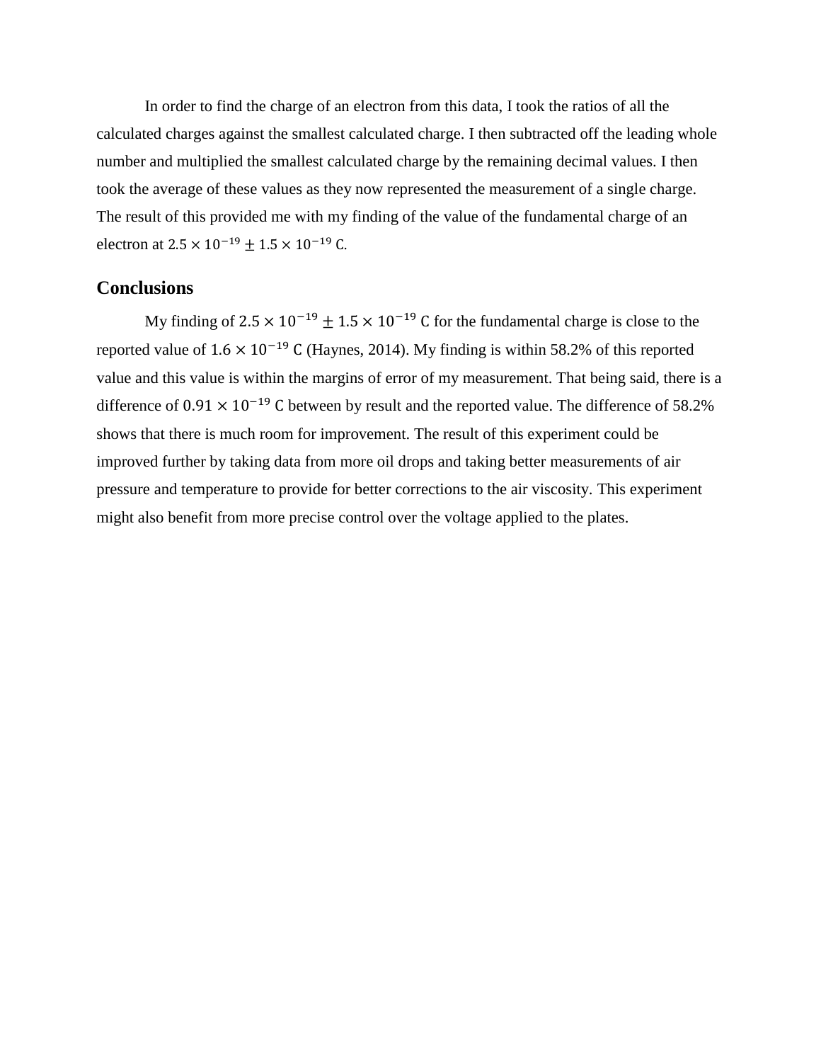In order to find the charge of an electron from this data, I took the ratios of all the calculated charges against the smallest calculated charge. I then subtracted off the leading whole number and multiplied the smallest calculated charge by the remaining decimal values. I then took the average of these values as they now represented the measurement of a single charge. The result of this provided me with my finding of the value of the fundamental charge of an electron at $2.5 \times 10^{-19} \pm 1.5 \times 10^{-19}$ C.

## Conclusions

My finding of $2.5 \times 10^{-19} \pm 1.5 \times 10^{-19}$ C for the fundamental charge is close to the reported value of $1.6 \times 10^{-19}$ C (Haynes, 2014). My finding is within 58.2% of this reported value and this value is within the margins of error of my measurement. That being said, there is a difference of $0.91 \times 10^{-19}$ C between by result and the reported value. The difference of 58.2% shows that there is much room for improvement. The result of this experiment could be improved further by taking data from more oil drops and taking better measurements of air pressure and temperature to provide for better corrections to the air viscosity. This experiment might also benefit from more precise control over the voltage applied to the plates.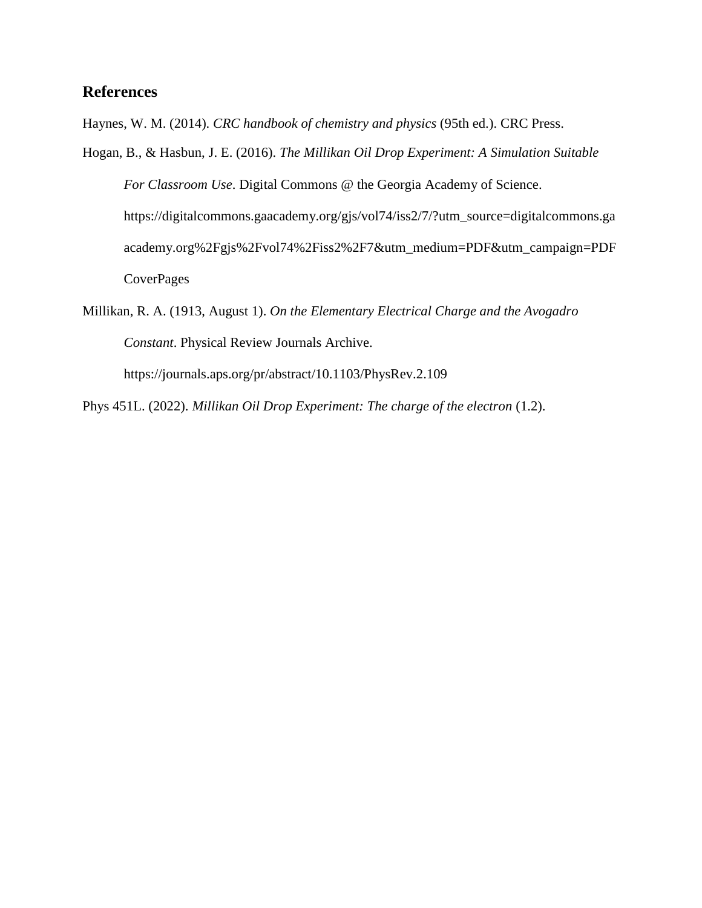## References

Haynes, W. M. (2014). *CRC handbook of chemistry and physics* (95th ed.). CRC Press.

Hogan, B., & Hasbun, J. E. (2016). *The Millikan Oil Drop Experiment: A Simulation Suitable For Classroom Use*. Digital Commons @ the Georgia Academy of Science. https://digitalcommons.gaacademy.org/gjs/vol74/iss2/7/?utm_source=digitalcommons.gaacademy.org%2Fgjs%2Fvol74%2Fiss2%2F7&utm_medium=PDF&utm_campaign=PDFCoverPages

Millikan, R. A. (1913, August 1). *On the Elementary Electrical Charge and the Avogadro Constant*. Physical Review Journals Archive. https://journals.aps.org/pr/abstract/10.1103/PhysRev.2.109

Phys 451L. (2022). *Millikan Oil Drop Experiment: The charge of the electron* (1.2).